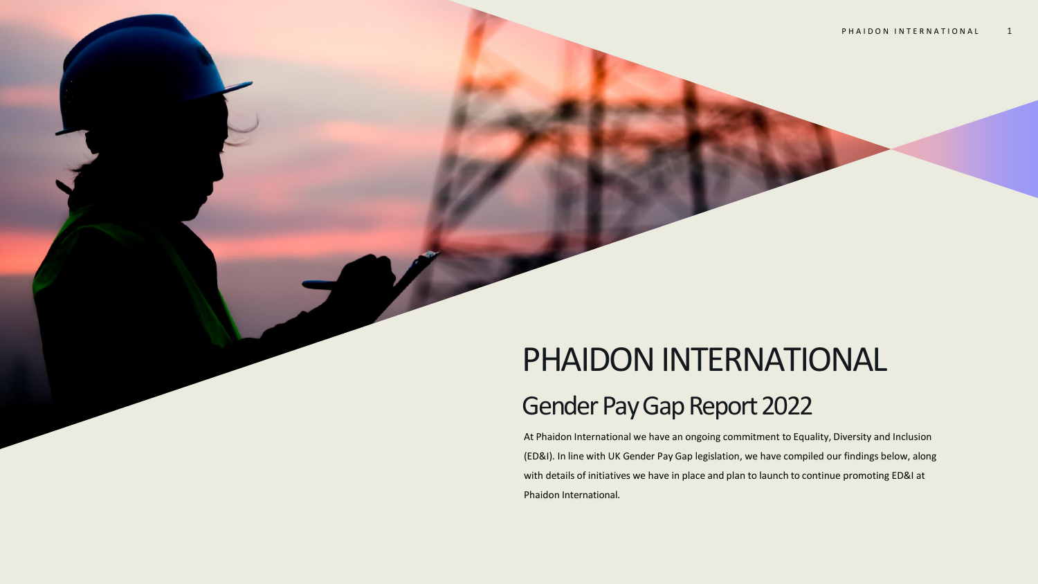# PHAIDON INTERNATIONAL

## Gender Pay Gap Report 2022

At Phaidon International we have an ongoing commitment to Equality, Diversity and Inclusion (ED&I). In line with UK Gender Pay Gap legislation, we have compiled our findings below, along with details of initiatives we have in place and plan to launch to continue promoting ED&I at Phaidon International.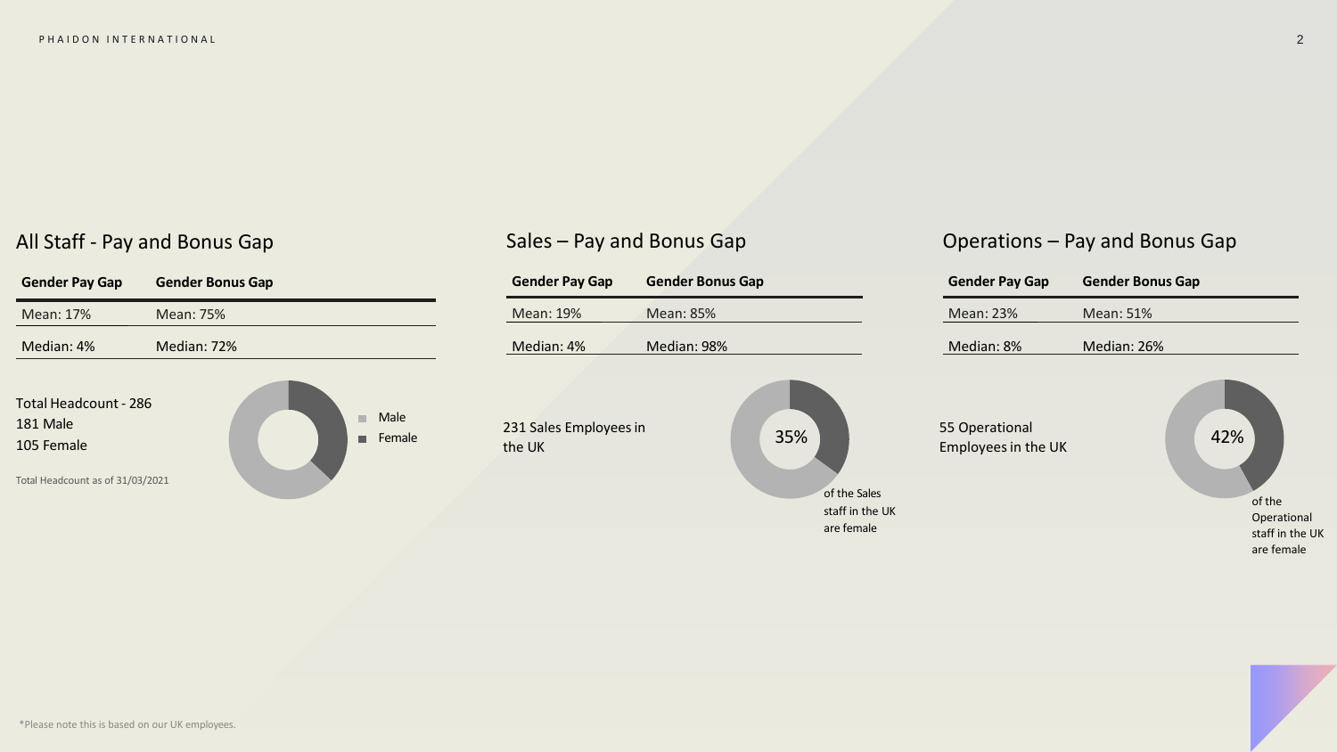## All Staff - Pay and Bonus Gap

| Gender Pay Gap | Gender Bonus Gap |
| --- | --- |
| Mean: 17% | Mean: 75% |
| Median: 4% | Median: 72% |

Total Headcount - 286
181 Male
105 Female

Total Headcount as of 31/03/2021

Male
Female

## Sales – Pay and Bonus Gap

| Gender Pay Gap | Gender Bonus Gap |
| --- | --- |
| Mean: 19% | Mean: 85% |
| Median: 4% | Median: 98% |

231 Sales Employees in the UK

35% of the Sales staff in the UK are female

## Operations – Pay and Bonus Gap

| Gender Pay Gap | Gender Bonus Gap |
| --- | --- |
| Mean: 23% | Mean: 51% |
| Median: 8% | Median: 26% |

55 Operational Employees in the UK

42% of the Operational staff in the UK are female

*Please note this is based on our UK employees.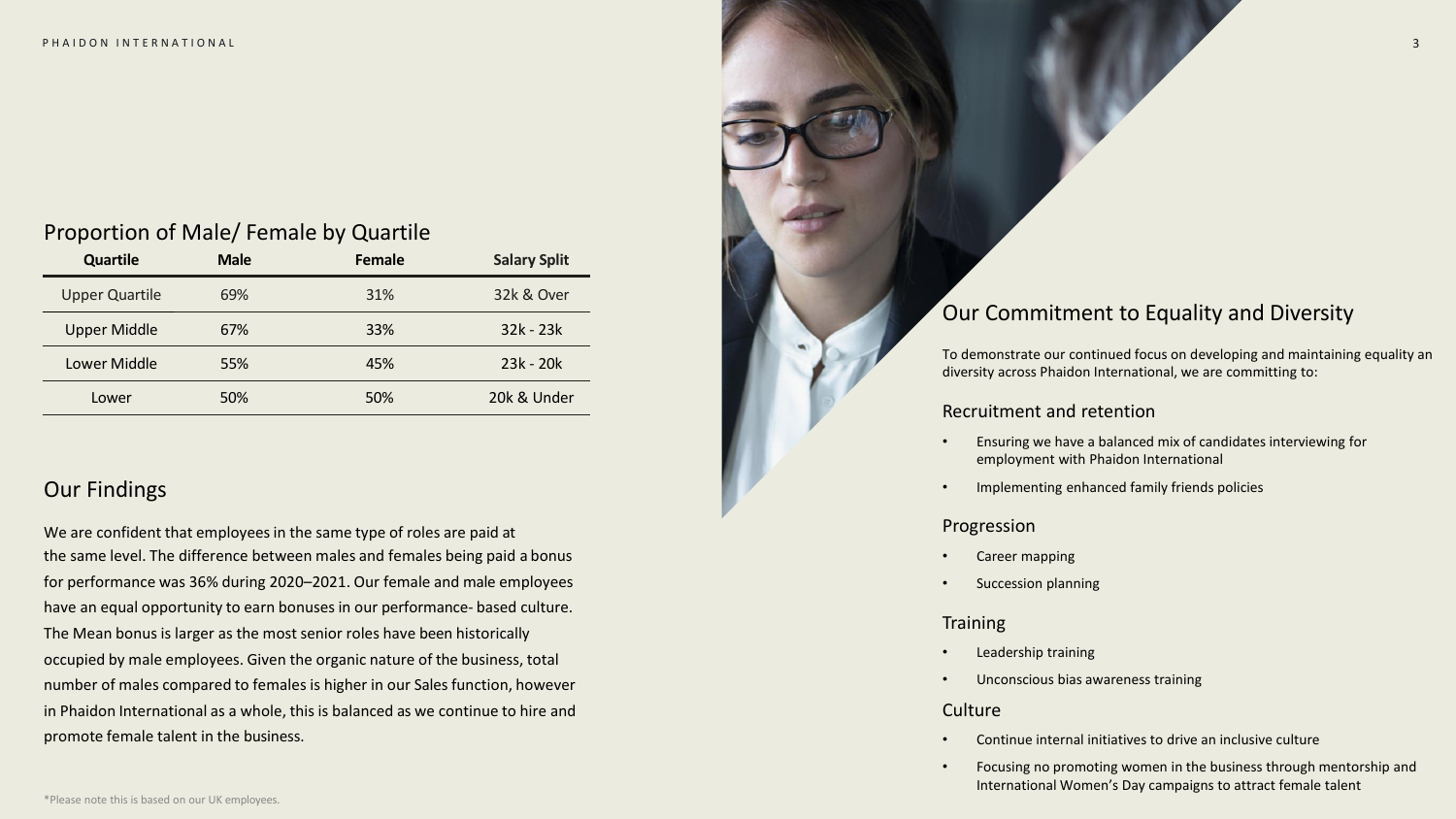## Proportion of Male/ Female by Quartile

| Quartile | Male | Female | Salary Split |
| --- | --- | --- | --- |
| Upper Quartile | 69% | 31% | 32k & Over |
| Upper Middle | 67% | 33% | 32k - 23k |
| Lower Middle | 55% | 45% | 23k - 20k |
| Lower | 50% | 50% | 20k & Under |

## Our Findings

We are confident that employees in the same type of roles are paid at the same level. The difference between males and females being paid a bonus for performance was 36% during 2020–2021. Our female and male employees have an equal opportunity to earn bonuses in our performance- based culture. The Mean bonus is larger as the most senior roles have been historically occupied by male employees. Given the organic nature of the business, total number of males compared to females is higher in our Sales function, however in Phaidon International as a whole, this is balanced as we continue to hire and promote female talent in the business.

*Please note this is based on our UK employees.

## Our Commitment to Equality and Diversity

To demonstrate our continued focus on developing and maintaining equality an diversity across Phaidon International, we are committing to:

### Recruitment and retention

- Ensuring we have a balanced mix of candidates interviewing for employment with Phaidon International
- Implementing enhanced family friends policies

### Progression

- Career mapping
- Succession planning

### Training

- Leadership training
- Unconscious bias awareness training

### Culture

- Continue internal initiatives to drive an inclusive culture
- Focusing no promoting women in the business through mentorship and International Women's Day campaigns to attract female talent